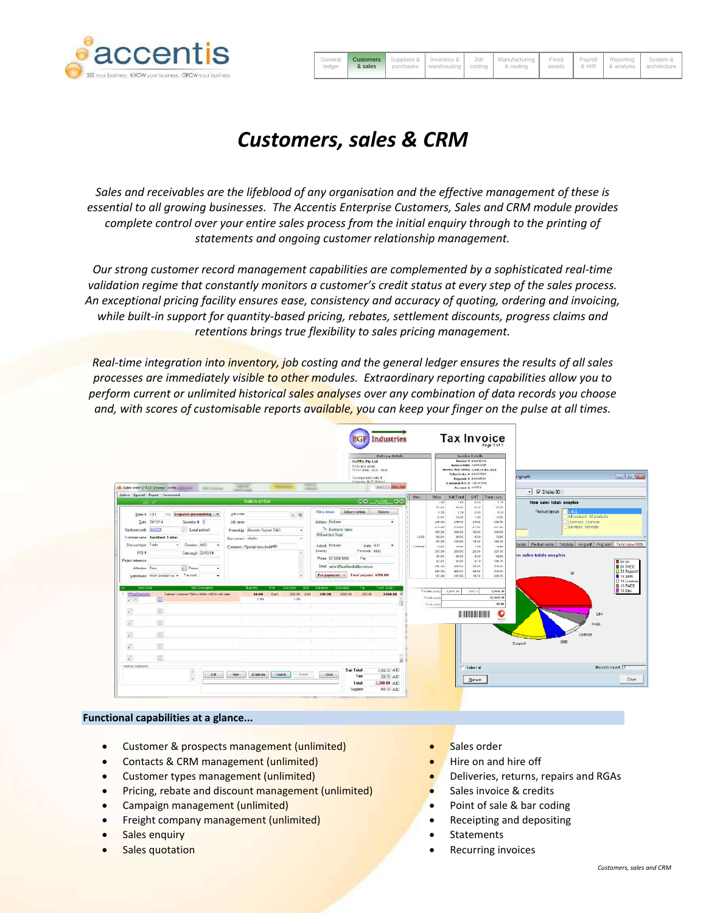# Customers, sales & CRM

*Sales and receivables are the lifeblood of any organisation and the effective management of these is essential to all growing businesses. The Accentis Enterprise Customers, Sales and CRM module provides complete control over your entire sales process from the initial enquiry through to the printing of statements and ongoing customer relationship management.*

*Our strong customer record management capabilities are complemented by a sophisticated real-time validation regime that constantly monitors a customer's credit status at every step of the sales process. An exceptional pricing facility ensures ease, consistency and accuracy of quoting, ordering and invoicing, while built-in support for quantity-based pricing, rebates, settlement discounts, progress claims and retentions brings true flexibility to sales pricing management.*

*Real-time integration into inventory, job costing and the general ledger ensures the results of all sales processes are immediately visible to other modules. Extraordinary reporting capabilities allow you to perform current or unlimited historical sales analyses over any combination of data records you choose and, with scores of customisable reports available, you can keep your finger on the pulse at all times.*

**Functional capabilities at a glance...**

- Customer & prospects management (unlimited)
- Contacts & CRM management (unlimited)
- Customer types management (unlimited)
- Pricing, rebate and discount management (unlimited)
- Campaign management (unlimited)
- Freight company management (unlimited)
- Sales enquiry
- Sales quotation
- Sales order
- Hire on and hire off
- Deliveries, returns, repairs and RGAs
- Sales invoice & credits
- Point of sale & bar coding
- Receipting and depositing
- Statements
- Recurring invoices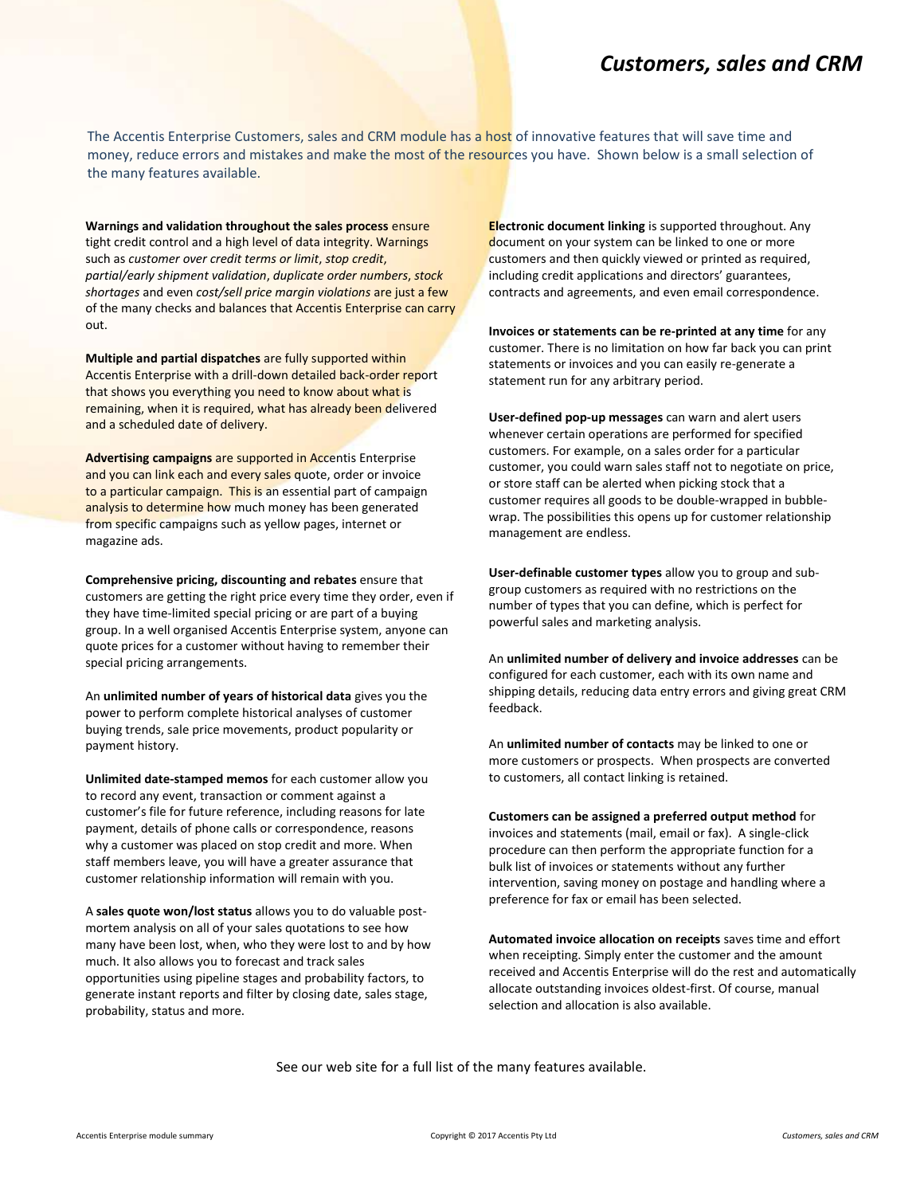# *Customers, sales and CRM*

The Accentis Enterprise Customers, sales and CRM module has a host of innovative features that will save time and money, reduce errors and mistakes and make the most of the resources you have. Shown below is a small selection of the many features available.

**Warnings and validation throughout the sales process** ensure tight credit control and a high level of data integrity. Warnings such as *customer over credit terms or limit*, *stop credit*, *partial/early shipment validation*, *duplicate order numbers*, *stock shortages* and even *cost/sell price margin violations* are just a few of the many checks and balances that Accentis Enterprise can carry out.

**Multiple and partial dispatches** are fully supported within Accentis Enterprise with a drill-down detailed back-order report that shows you everything you need to know about what is remaining, when it is required, what has already been delivered and a scheduled date of delivery.

**Advertising campaigns** are supported in Accentis Enterprise and you can link each and every sales quote, order or invoice to a particular campaign. This is an essential part of campaign analysis to determine how much money has been generated from specific campaigns such as yellow pages, internet or magazine ads.

**Comprehensive pricing, discounting and rebates** ensure that customers are getting the right price every time they order, even if they have time-limited special pricing or are part of a buying group. In a well organised Accentis Enterprise system, anyone can quote prices for a customer without having to remember their special pricing arrangements.

An **unlimited number of years of historical data** gives you the power to perform complete historical analyses of customer buying trends, sale price movements, product popularity or payment history.

**Unlimited date-stamped memos** for each customer allow you to record any event, transaction or comment against a customer's file for future reference, including reasons for late payment, details of phone calls or correspondence, reasons why a customer was placed on stop credit and more. When staff members leave, you will have a greater assurance that customer relationship information will remain with you.

A **sales quote won/lost status** allows you to do valuable post-mortem analysis on all of your sales quotations to see how many have been lost, when, who they were lost to and by how much. It also allows you to forecast and track sales opportunities using pipeline stages and probability factors, to generate instant reports and filter by closing date, sales stage, probability, status and more.

**Electronic document linking** is supported throughout. Any document on your system can be linked to one or more customers and then quickly viewed or printed as required, including credit applications and directors' guarantees, contracts and agreements, and even email correspondence.

**Invoices or statements can be re-printed at any time** for any customer. There is no limitation on how far back you can print statements or invoices and you can easily re-generate a statement run for any arbitrary period.

**User-defined pop-up messages** can warn and alert users whenever certain operations are performed for specified customers. For example, on a sales order for a particular customer, you could warn sales staff not to negotiate on price, or store staff can be alerted when picking stock that a customer requires all goods to be double-wrapped in bubble-wrap. The possibilities this opens up for customer relationship management are endless.

**User-definable customer types** allow you to group and sub-group customers as required with no restrictions on the number of types that you can define, which is perfect for powerful sales and marketing analysis.

An **unlimited number of delivery and invoice addresses** can be configured for each customer, each with its own name and shipping details, reducing data entry errors and giving great CRM feedback.

An **unlimited number of contacts** may be linked to one or more customers or prospects. When prospects are converted to customers, all contact linking is retained.

**Customers can be assigned a preferred output method** for invoices and statements (mail, email or fax). A single-click procedure can then perform the appropriate function for a bulk list of invoices or statements without any further intervention, saving money on postage and handling where a preference for fax or email has been selected.

**Automated invoice allocation on receipts** saves time and effort when receipting. Simply enter the customer and the amount received and Accentis Enterprise will do the rest and automatically allocate outstanding invoices oldest-first. Of course, manual selection and allocation is also available.

See our web site for a full list of the many features available.